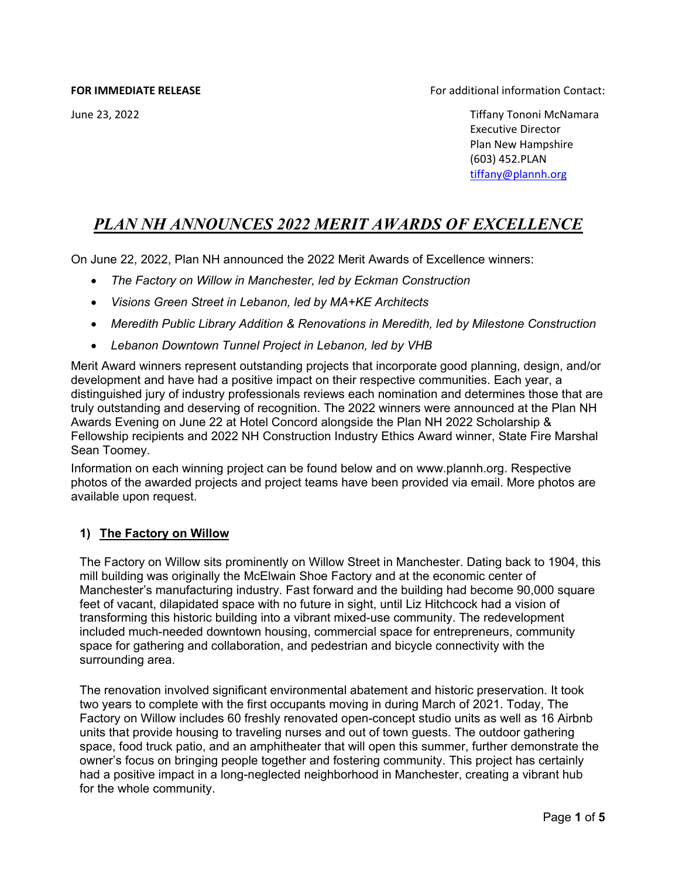**FOR IMMEDIATE RELEASE**

June 23, 2022

For additional information Contact:

Tiffany Tononi McNamara
Executive Director
Plan New Hampshire
(603) 452.PLAN
tiffany@plannh.org

# *PLAN NH ANNOUNCES 2022 MERIT AWARDS OF EXCELLENCE*

On June 22, 2022, Plan NH announced the 2022 Merit Awards of Excellence winners:

- *The Factory on Willow in Manchester, led by Eckman Construction*
- *Visions Green Street in Lebanon, led by MA+KE Architects*
- *Meredith Public Library Addition & Renovations in Meredith, led by Milestone Construction*
- *Lebanon Downtown Tunnel Project in Lebanon, led by VHB*

Merit Award winners represent outstanding projects that incorporate good planning, design, and/or development and have had a positive impact on their respective communities. Each year, a distinguished jury of industry professionals reviews each nomination and determines those that are truly outstanding and deserving of recognition. The 2022 winners were announced at the Plan NH Awards Evening on June 22 at Hotel Concord alongside the Plan NH 2022 Scholarship & Fellowship recipients and 2022 NH Construction Industry Ethics Award winner, State Fire Marshal Sean Toomey.

Information on each winning project can be found below and on www.plannh.org. Respective photos of the awarded projects and project teams have been provided via email. More photos are available upon request.

## 1) The Factory on Willow

The Factory on Willow sits prominently on Willow Street in Manchester. Dating back to 1904, this mill building was originally the McElwain Shoe Factory and at the economic center of Manchester's manufacturing industry. Fast forward and the building had become 90,000 square feet of vacant, dilapidated space with no future in sight, until Liz Hitchcock had a vision of transforming this historic building into a vibrant mixed-use community. The redevelopment included much-needed downtown housing, commercial space for entrepreneurs, community space for gathering and collaboration, and pedestrian and bicycle connectivity with the surrounding area.

The renovation involved significant environmental abatement and historic preservation. It took two years to complete with the first occupants moving in during March of 2021. Today, The Factory on Willow includes 60 freshly renovated open-concept studio units as well as 16 Airbnb units that provide housing to traveling nurses and out of town guests. The outdoor gathering space, food truck patio, and an amphitheater that will open this summer, further demonstrate the owner's focus on bringing people together and fostering community. This project has certainly had a positive impact in a long-neglected neighborhood in Manchester, creating a vibrant hub for the whole community.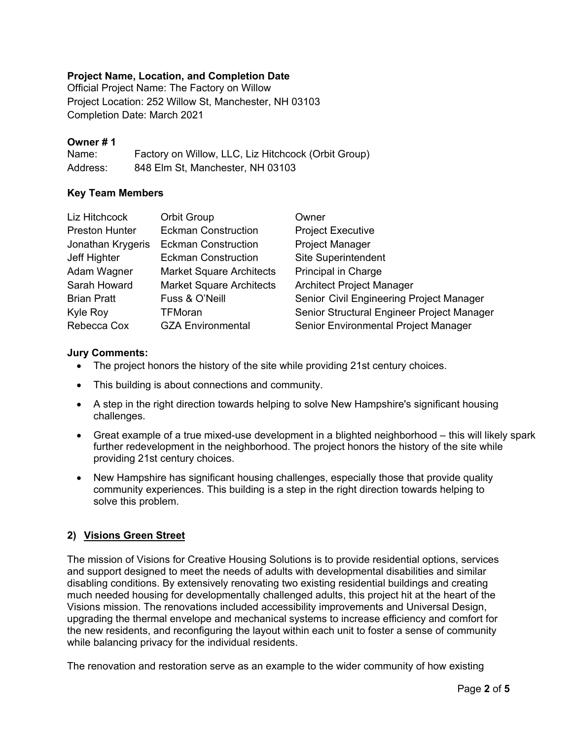**Project Name, Location, and Completion Date**
Official Project Name: The Factory on Willow
Project Location: 252 Willow St, Manchester, NH 03103
Completion Date: March 2021

**Owner # 1**
Name: Factory on Willow, LLC, Liz Hitchcock (Orbit Group)
Address: 848 Elm St, Manchester, NH 03103

**Key Team Members**

| | | |
|---|---|---|
| Liz Hitchcock | Orbit Group | Owner |
| Preston Hunter | Eckman Construction | Project Executive |
| Jonathan Krygeris | Eckman Construction | Project Manager |
| Jeff Highter | Eckman Construction | Site Superintendent |
| Adam Wagner | Market Square Architects | Principal in Charge |
| Sarah Howard | Market Square Architects | Architect Project Manager |
| Brian Pratt | Fuss & O'Neill | Senior Civil Engineering Project Manager |
| Kyle Roy | TFMoran | Senior Structural Engineer Project Manager |
| Rebecca Cox | GZA Environmental | Senior Environmental Project Manager |

**Jury Comments:**

- The project honors the history of the site while providing 21st century choices.
- This building is about connections and community.
- A step in the right direction towards helping to solve New Hampshire's significant housing challenges.
- Great example of a true mixed-use development in a blighted neighborhood – this will likely spark further redevelopment in the neighborhood. The project honors the history of the site while providing 21st century choices.
- New Hampshire has significant housing challenges, especially those that provide quality community experiences. This building is a step in the right direction towards helping to solve this problem.

**2) <u>Visions Green Street</u>**

The mission of Visions for Creative Housing Solutions is to provide residential options, services and support designed to meet the needs of adults with developmental disabilities and similar disabling conditions. By extensively renovating two existing residential buildings and creating much needed housing for developmentally challenged adults, this project hit at the heart of the Visions mission. The renovations included accessibility improvements and Universal Design, upgrading the thermal envelope and mechanical systems to increase efficiency and comfort for the new residents, and reconfiguring the layout within each unit to foster a sense of community while balancing privacy for the individual residents.

The renovation and restoration serve as an example to the wider community of how existing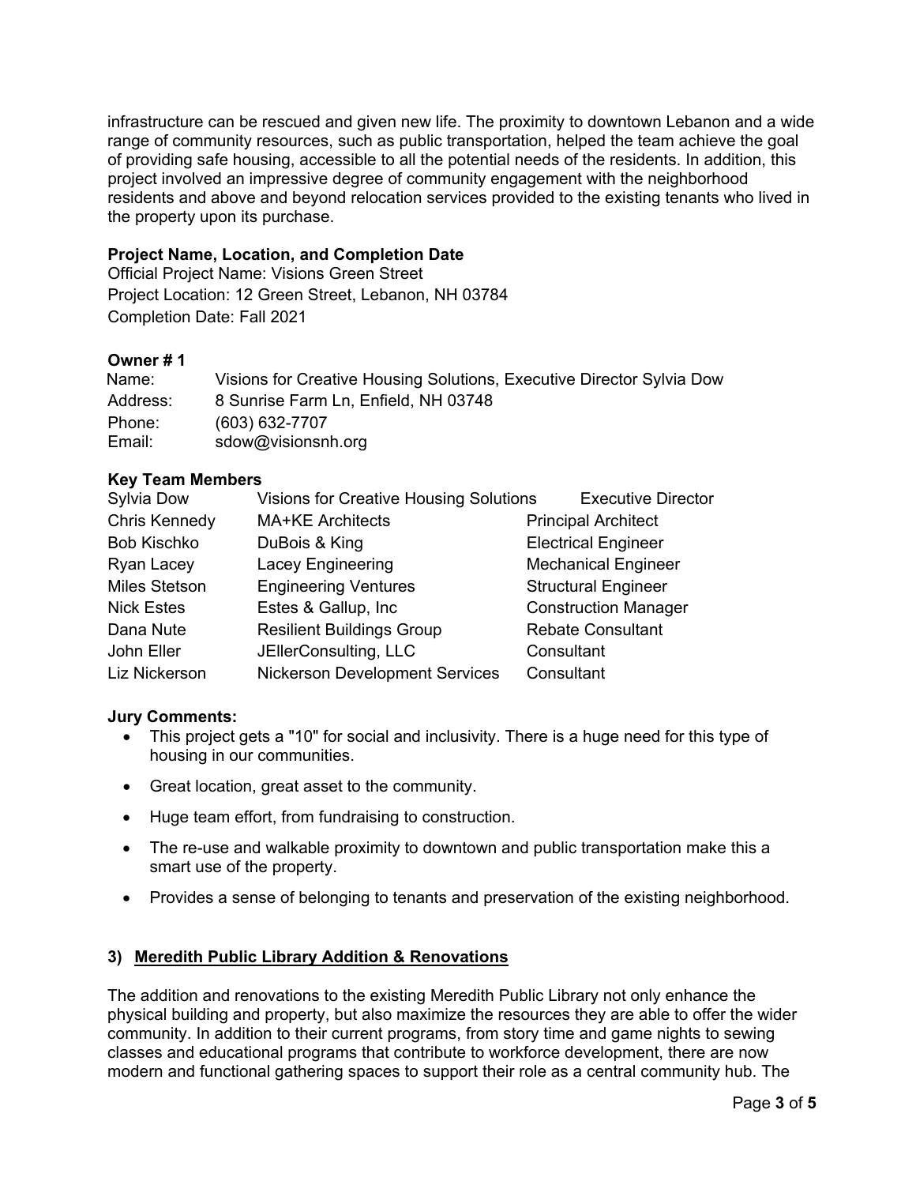infrastructure can be rescued and given new life. The proximity to downtown Lebanon and a wide range of community resources, such as public transportation, helped the team achieve the goal of providing safe housing, accessible to all the potential needs of the residents. In addition, this project involved an impressive degree of community engagement with the neighborhood residents and above and beyond relocation services provided to the existing tenants who lived in the property upon its purchase.

**Project Name, Location, and Completion Date**

Official Project Name: Visions Green Street
Project Location: 12 Green Street, Lebanon, NH 03784
Completion Date: Fall 2021

**Owner # 1**

| | |
|---|---|
| Name: | Visions for Creative Housing Solutions, Executive Director Sylvia Dow |
| Address: | 8 Sunrise Farm Ln, Enfield, NH 03748 |
| Phone: | (603) 632-7707 |
| Email: | sdow@visionsnh.org |

**Key Team Members**

| | | |
|---|---|---|
| Sylvia Dow | Visions for Creative Housing Solutions | Executive Director |
| Chris Kennedy | MA+KE Architects | Principal Architect |
| Bob Kischko | DuBois & King | Electrical Engineer |
| Ryan Lacey | Lacey Engineering | Mechanical Engineer |
| Miles Stetson | Engineering Ventures | Structural Engineer |
| Nick Estes | Estes & Gallup, Inc | Construction Manager |
| Dana Nute | Resilient Buildings Group | Rebate Consultant |
| John Eller | JEllerConsulting, LLC | Consultant |
| Liz Nickerson | Nickerson Development Services | Consultant |

**Jury Comments:**

- This project gets a "10" for social and inclusivity. There is a huge need for this type of housing in our communities.
- Great location, great asset to the community.
- Huge team effort, from fundraising to construction.
- The re-use and walkable proximity to downtown and public transportation make this a smart use of the property.
- Provides a sense of belonging to tenants and preservation of the existing neighborhood.

### 3) Meredith Public Library Addition & Renovations

The addition and renovations to the existing Meredith Public Library not only enhance the physical building and property, but also maximize the resources they are able to offer the wider community. In addition to their current programs, from story time and game nights to sewing classes and educational programs that contribute to workforce development, there are now modern and functional gathering spaces to support their role as a central community hub. The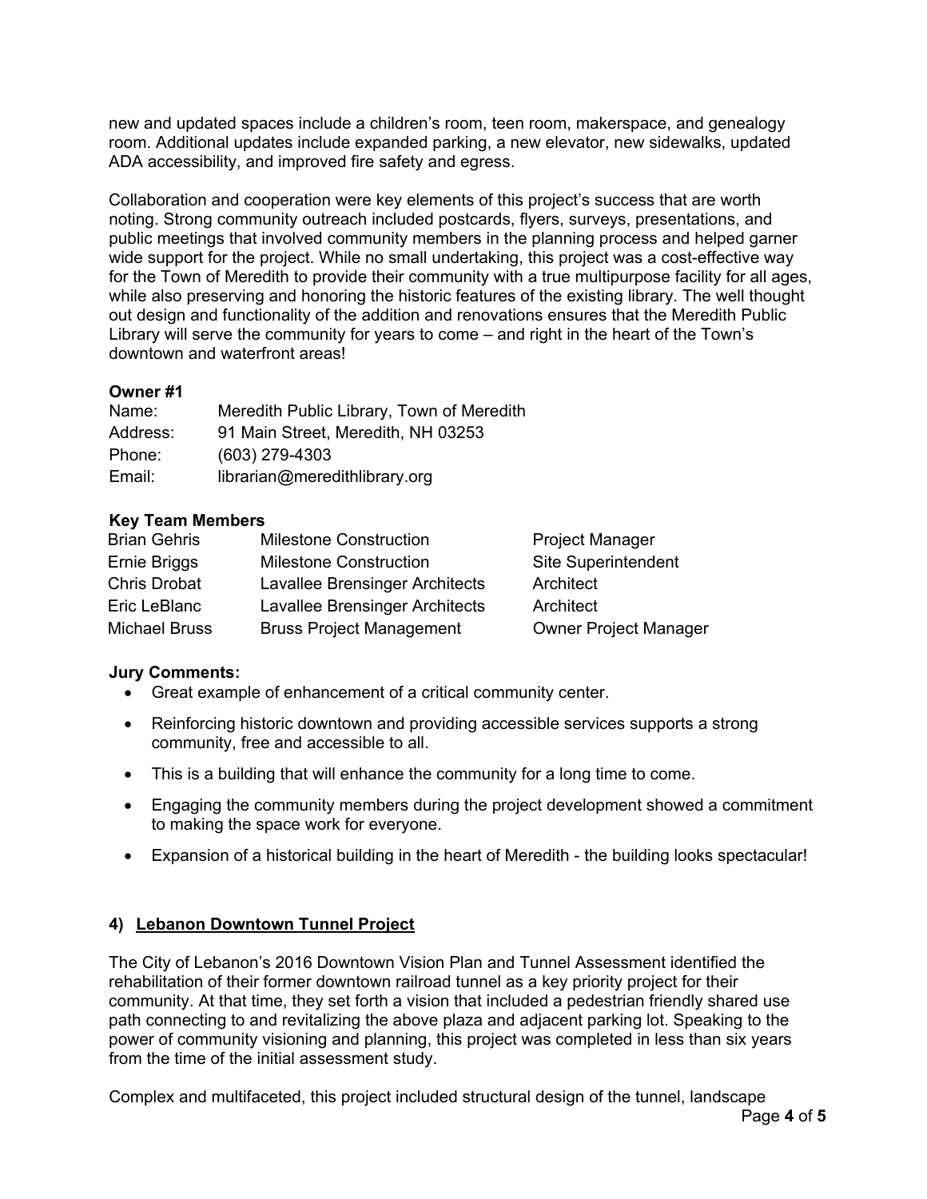new and updated spaces include a children's room, teen room, makerspace, and genealogy room. Additional updates include expanded parking, a new elevator, new sidewalks, updated ADA accessibility, and improved fire safety and egress.

Collaboration and cooperation were key elements of this project's success that are worth noting. Strong community outreach included postcards, flyers, surveys, presentations, and public meetings that involved community members in the planning process and helped garner wide support for the project. While no small undertaking, this project was a cost-effective way for the Town of Meredith to provide their community with a true multipurpose facility for all ages, while also preserving and honoring the historic features of the existing library. The well thought out design and functionality of the addition and renovations ensures that the Meredith Public Library will serve the community for years to come – and right in the heart of the Town's downtown and waterfront areas!

**Owner #1**

| | |
|---|---|
| Name: | Meredith Public Library, Town of Meredith |
| Address: | 91 Main Street, Meredith, NH 03253 |
| Phone: | (603) 279-4303 |
| Email: | librarian@meredithlibrary.org |

**Key Team Members**

| | | |
|---|---|---|
| Brian Gehris | Milestone Construction | Project Manager |
| Ernie Briggs | Milestone Construction | Site Superintendent |
| Chris Drobat | Lavallee Brensinger Architects | Architect |
| Eric LeBlanc | Lavallee Brensinger Architects | Architect |
| Michael Bruss | Bruss Project Management | Owner Project Manager |

**Jury Comments:**

- Great example of enhancement of a critical community center.
- Reinforcing historic downtown and providing accessible services supports a strong community, free and accessible to all.
- This is a building that will enhance the community for a long time to come.
- Engaging the community members during the project development showed a commitment to making the space work for everyone.
- Expansion of a historical building in the heart of Meredith - the building looks spectacular!

## 4) Lebanon Downtown Tunnel Project

The City of Lebanon's 2016 Downtown Vision Plan and Tunnel Assessment identified the rehabilitation of their former downtown railroad tunnel as a key priority project for their community. At that time, they set forth a vision that included a pedestrian friendly shared use path connecting to and revitalizing the above plaza and adjacent parking lot. Speaking to the power of community visioning and planning, this project was completed in less than six years from the time of the initial assessment study.

Complex and multifaceted, this project included structural design of the tunnel, landscape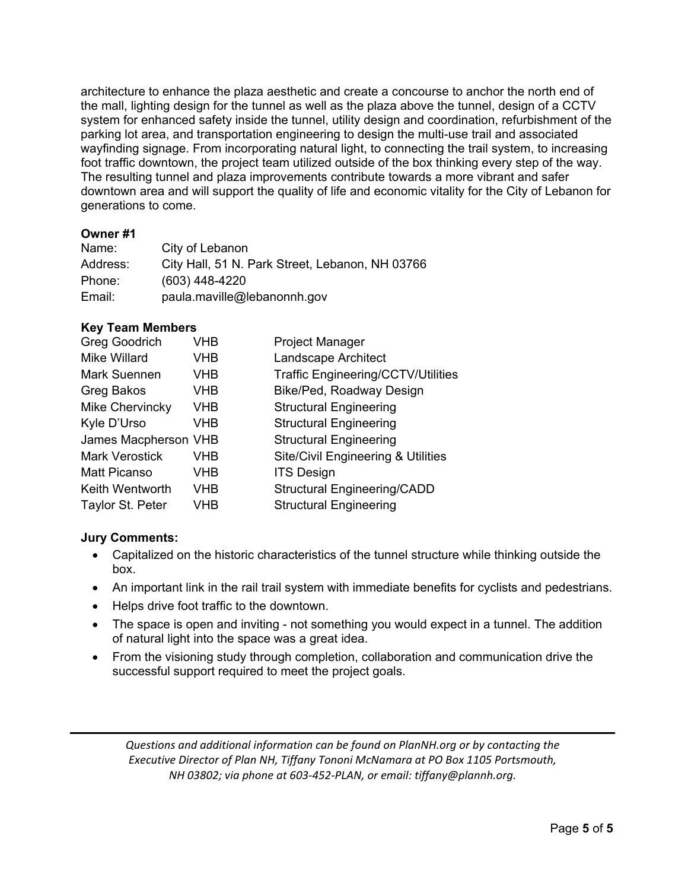architecture to enhance the plaza aesthetic and create a concourse to anchor the north end of the mall, lighting design for the tunnel as well as the plaza above the tunnel, design of a CCTV system for enhanced safety inside the tunnel, utility design and coordination, refurbishment of the parking lot area, and transportation engineering to design the multi-use trail and associated wayfinding signage. From incorporating natural light, to connecting the trail system, to increasing foot traffic downtown, the project team utilized outside of the box thinking every step of the way. The resulting tunnel and plaza improvements contribute towards a more vibrant and safer downtown area and will support the quality of life and economic vitality for the City of Lebanon for generations to come.

**Owner #1**

| | |
|---|---|
| Name: | City of Lebanon |
| Address: | City Hall, 51 N. Park Street, Lebanon, NH 03766 |
| Phone: | (603) 448-4220 |
| Email: | paula.maville@lebanonnh.gov |

**Key Team Members**

| | | |
|---|---|---|
| Greg Goodrich | VHB | Project Manager |
| Mike Willard | VHB | Landscape Architect |
| Mark Suennen | VHB | Traffic Engineering/CCTV/Utilities |
| Greg Bakos | VHB | Bike/Ped, Roadway Design |
| Mike Chervincky | VHB | Structural Engineering |
| Kyle D'Urso | VHB | Structural Engineering |
| James Macpherson | VHB | Structural Engineering |
| Mark Verostick | VHB | Site/Civil Engineering & Utilities |
| Matt Picanso | VHB | ITS Design |
| Keith Wentworth | VHB | Structural Engineering/CADD |
| Taylor St. Peter | VHB | Structural Engineering |

**Jury Comments:**

- Capitalized on the historic characteristics of the tunnel structure while thinking outside the box.
- An important link in the rail trail system with immediate benefits for cyclists and pedestrians.
- Helps drive foot traffic to the downtown.
- The space is open and inviting - not something you would expect in a tunnel. The addition of natural light into the space was a great idea.
- From the visioning study through completion, collaboration and communication drive the successful support required to meet the project goals.

*Questions and additional information can be found on PlanNH.org or by contacting the Executive Director of Plan NH, Tiffany Tononi McNamara at PO Box 1105 Portsmouth, NH 03802; via phone at 603-452-PLAN, or email: tiffany@plannh.org.*